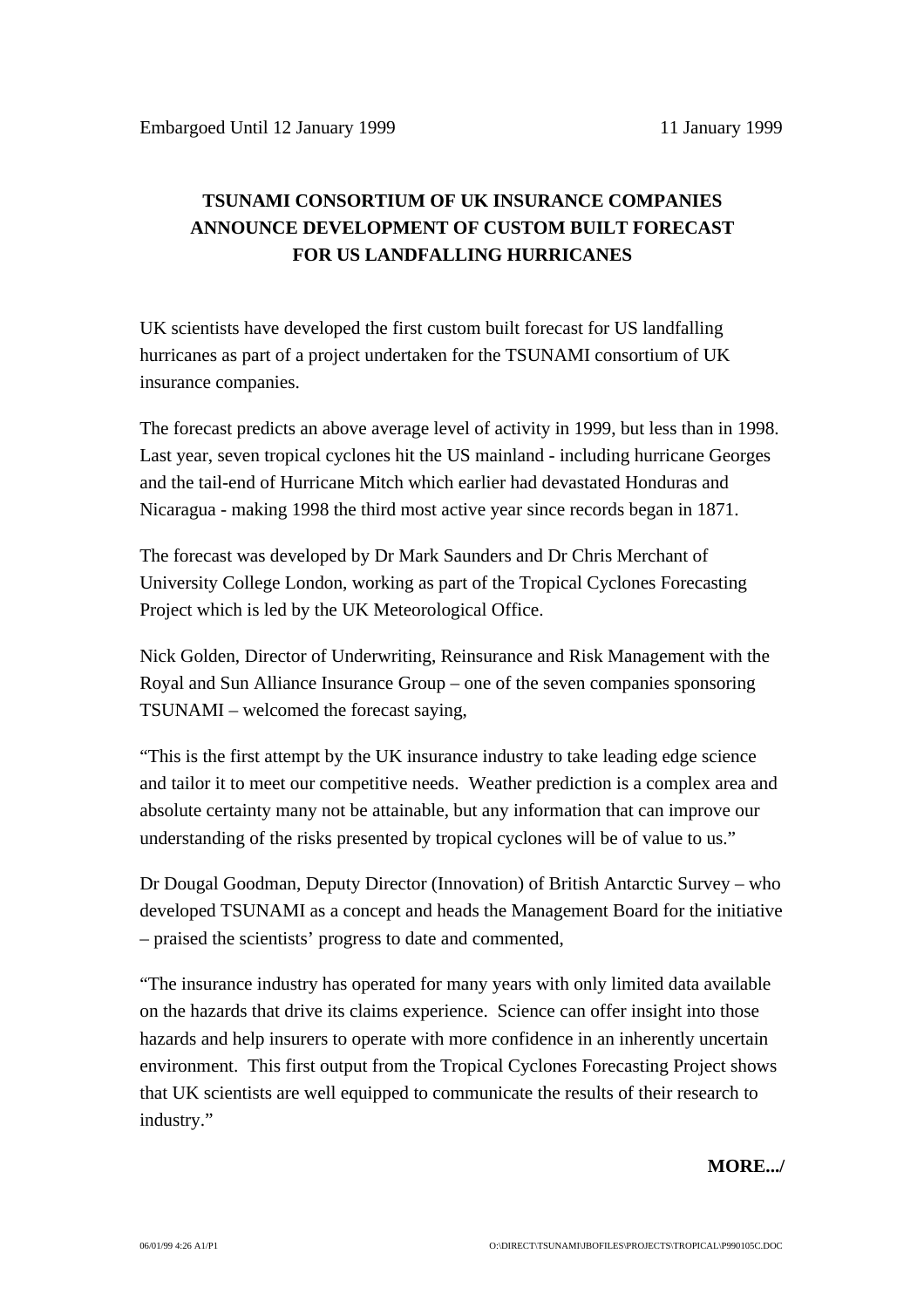Embargoed Until 12 January 1999 11 January 1999

**TSUNAMI CONSORTIUM OF UK INSURANCE COMPANIES ANNOUNCE DEVELOPMENT OF CUSTOM BUILT FORECAST FOR US LANDFALLING HURRICANES**

UK scientists have developed the first custom built forecast for US landfalling hurricanes as part of a project undertaken for the TSUNAMI consortium of UK insurance companies.

The forecast predicts an above average level of activity in 1999, but less than in 1998. Last year, seven tropical cyclones hit the US mainland - including hurricane Georges and the tail-end of Hurricane Mitch which earlier had devastated Honduras and Nicaragua - making 1998 the third most active year since records began in 1871.

The forecast was developed by Dr Mark Saunders and Dr Chris Merchant of University College London, working as part of the Tropical Cyclones Forecasting Project which is led by the UK Meteorological Office.

Nick Golden, Director of Underwriting, Reinsurance and Risk Management with the Royal and Sun Alliance Insurance Group – one of the seven companies sponsoring TSUNAMI – welcomed the forecast saying,

“This is the first attempt by the UK insurance industry to take leading edge science and tailor it to meet our competitive needs. Weather prediction is a complex area and absolute certainty many not be attainable, but any information that can improve our understanding of the risks presented by tropical cyclones will be of value to us.”

Dr Dougal Goodman, Deputy Director (Innovation) of British Antarctic Survey – who developed TSUNAMI as a concept and heads the Management Board for the initiative – praised the scientists’ progress to date and commented,

“The insurance industry has operated for many years with only limited data available on the hazards that drive its claims experience. Science can offer insight into those hazards and help insurers to operate with more confidence in an inherently uncertain environment. This first output from the Tropical Cyclones Forecasting Project shows that UK scientists are well equipped to communicate the results of their research to industry.”

**MORE.../**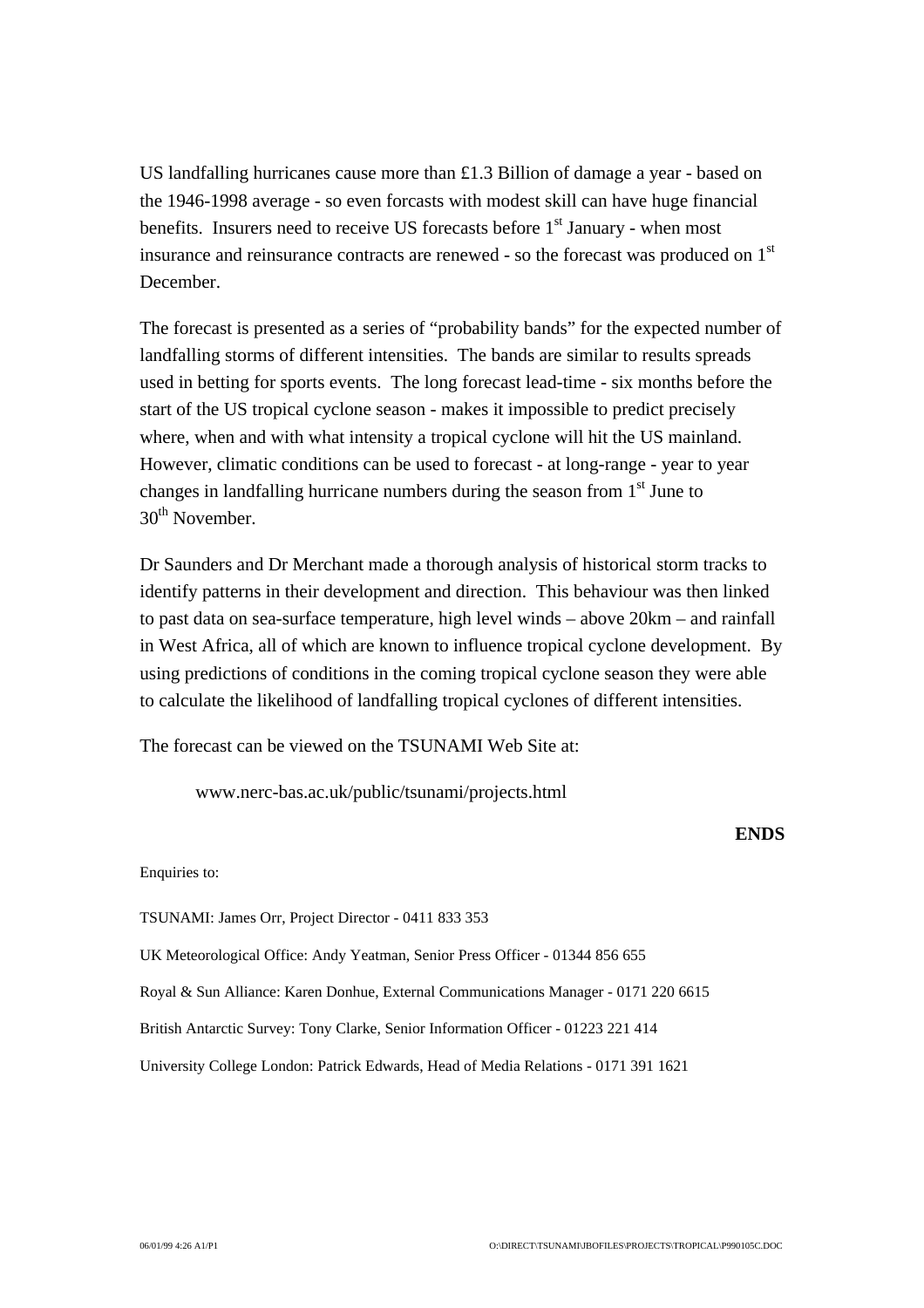US landfalling hurricanes cause more than £1.3 Billion of damage a year - based on the 1946-1998 average - so even forcasts with modest skill can have huge financial benefits. Insurers need to receive US forecasts before 1st January - when most insurance and reinsurance contracts are renewed - so the forecast was produced on 1st December.

The forecast is presented as a series of "probability bands" for the expected number of landfalling storms of different intensities. The bands are similar to results spreads used in betting for sports events. The long forecast lead-time - six months before the start of the US tropical cyclone season - makes it impossible to predict precisely where, when and with what intensity a tropical cyclone will hit the US mainland. However, climatic conditions can be used to forecast - at long-range - year to year changes in landfalling hurricane numbers during the season from 1st June to 30th November.

Dr Saunders and Dr Merchant made a thorough analysis of historical storm tracks to identify patterns in their development and direction. This behaviour was then linked to past data on sea-surface temperature, high level winds – above 20km – and rainfall in West Africa, all of which are known to influence tropical cyclone development. By using predictions of conditions in the coming tropical cyclone season they were able to calculate the likelihood of landfalling tropical cyclones of different intensities.

The forecast can be viewed on the TSUNAMI Web Site at:

www.nerc-bas.ac.uk/public/tsunami/projects.html

**ENDS**

Enquiries to:

TSUNAMI: James Orr, Project Director - 0411 833 353

UK Meteorological Office: Andy Yeatman, Senior Press Officer - 01344 856 655

Royal & Sun Alliance: Karen Donhue, External Communications Manager - 0171 220 6615

British Antarctic Survey: Tony Clarke, Senior Information Officer - 01223 221 414

University College London: Patrick Edwards, Head of Media Relations - 0171 391 1621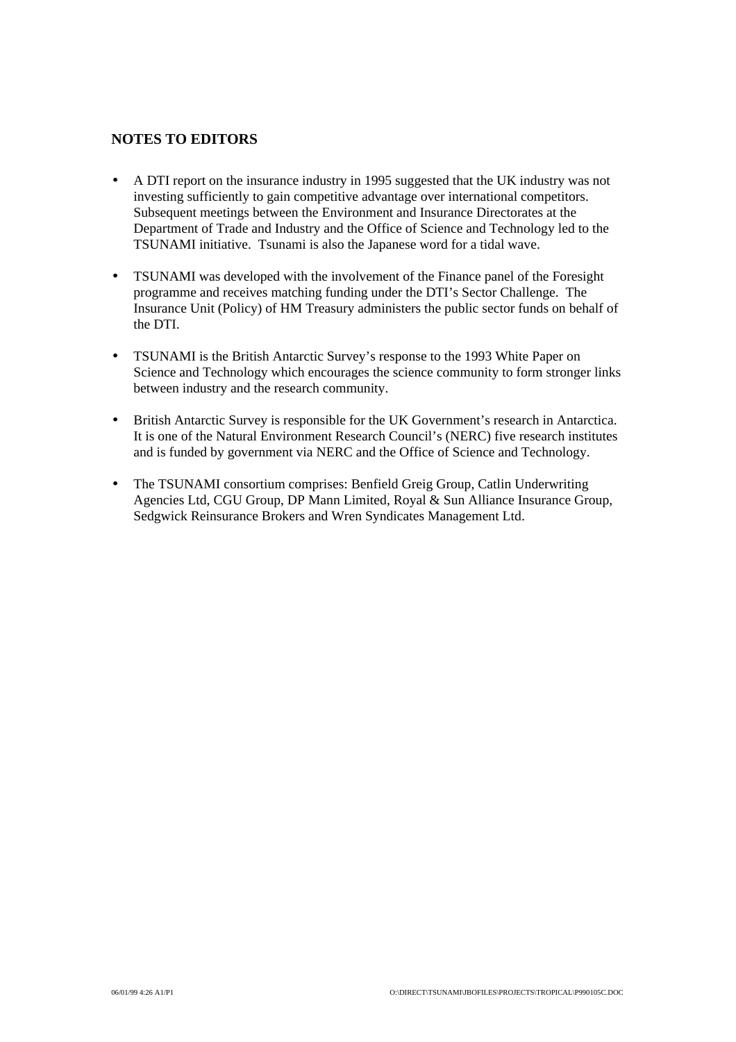## NOTES TO EDITORS

- A DTI report on the insurance industry in 1995 suggested that the UK industry was not investing sufficiently to gain competitive advantage over international competitors. Subsequent meetings between the Environment and Insurance Directorates at the Department of Trade and Industry and the Office of Science and Technology led to the TSUNAMI initiative. Tsunami is also the Japanese word for a tidal wave.

- TSUNAMI was developed with the involvement of the Finance panel of the Foresight programme and receives matching funding under the DTI's Sector Challenge. The Insurance Unit (Policy) of HM Treasury administers the public sector funds on behalf of the DTI.

- TSUNAMI is the British Antarctic Survey's response to the 1993 White Paper on Science and Technology which encourages the science community to form stronger links between industry and the research community.

- British Antarctic Survey is responsible for the UK Government's research in Antarctica. It is one of the Natural Environment Research Council's (NERC) five research institutes and is funded by government via NERC and the Office of Science and Technology.

- The TSUNAMI consortium comprises: Benfield Greig Group, Catlin Underwriting Agencies Ltd, CGU Group, DP Mann Limited, Royal & Sun Alliance Insurance Group, Sedgwick Reinsurance Brokers and Wren Syndicates Management Ltd.